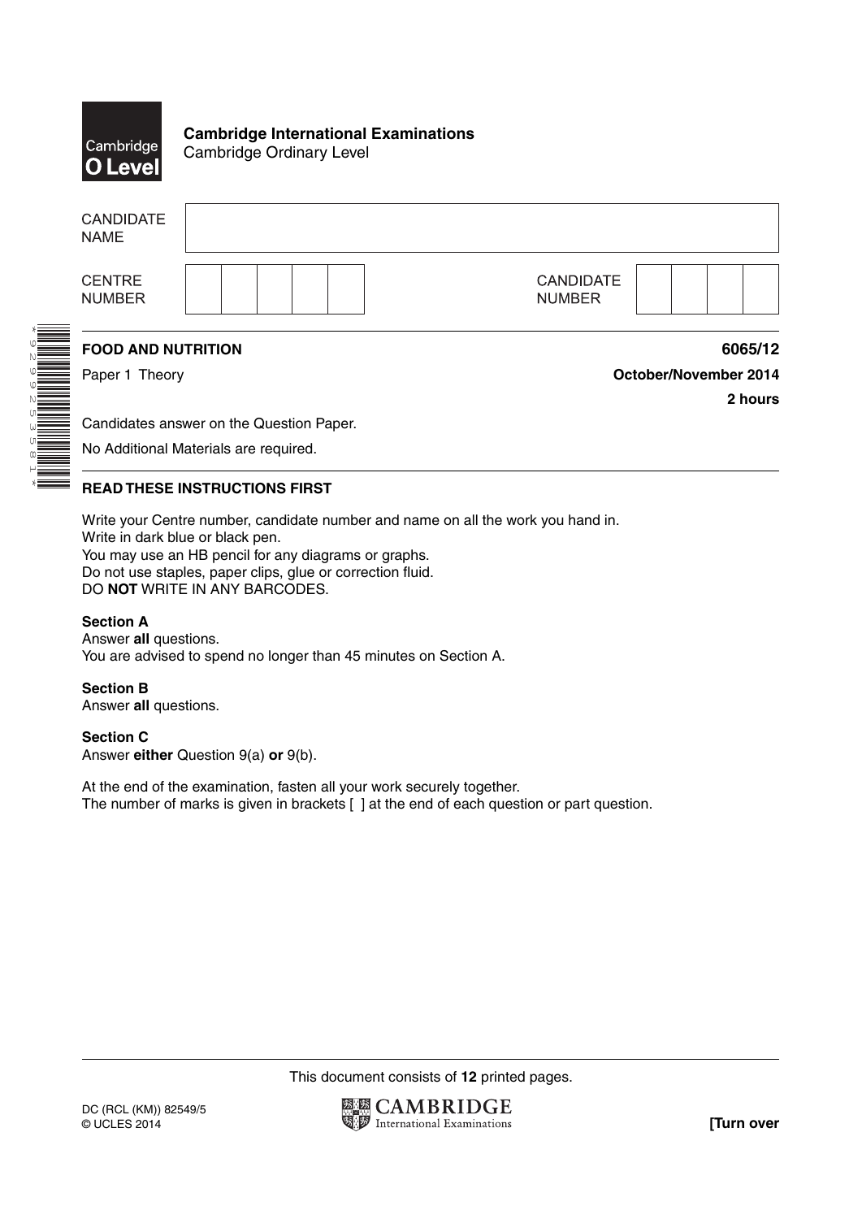**Cambridge International Examinations**
Cambridge Ordinary Level

| CANDIDATE NAME | |
|---|---|
| CENTRE NUMBER | |
| CANDIDATE NUMBER | |

**FOOD AND NUTRITION** **6065/12**

Paper 1 Theory **October/November 2014**

**2 hours**

Candidates answer on the Question Paper.

No Additional Materials are required.

**READ THESE INSTRUCTIONS FIRST**

Write your Centre number, candidate number and name on all the work you hand in.
Write in dark blue or black pen.
You may use an HB pencil for any diagrams or graphs.
Do not use staples, paper clips, glue or correction fluid.
DO **NOT** WRITE IN ANY BARCODES.

**Section A**
Answer **all** questions.
You are advised to spend no longer than 45 minutes on Section A.

**Section B**
Answer **all** questions.

**Section C**
Answer **either** Question 9(a) **or** 9(b).

At the end of the examination, fasten all your work securely together.
The number of marks is given in brackets [ ] at the end of each question or part question.

This document consists of **12** printed pages.

DC (RCL (KM)) 82549/5
© UCLES 2014

**[Turn over**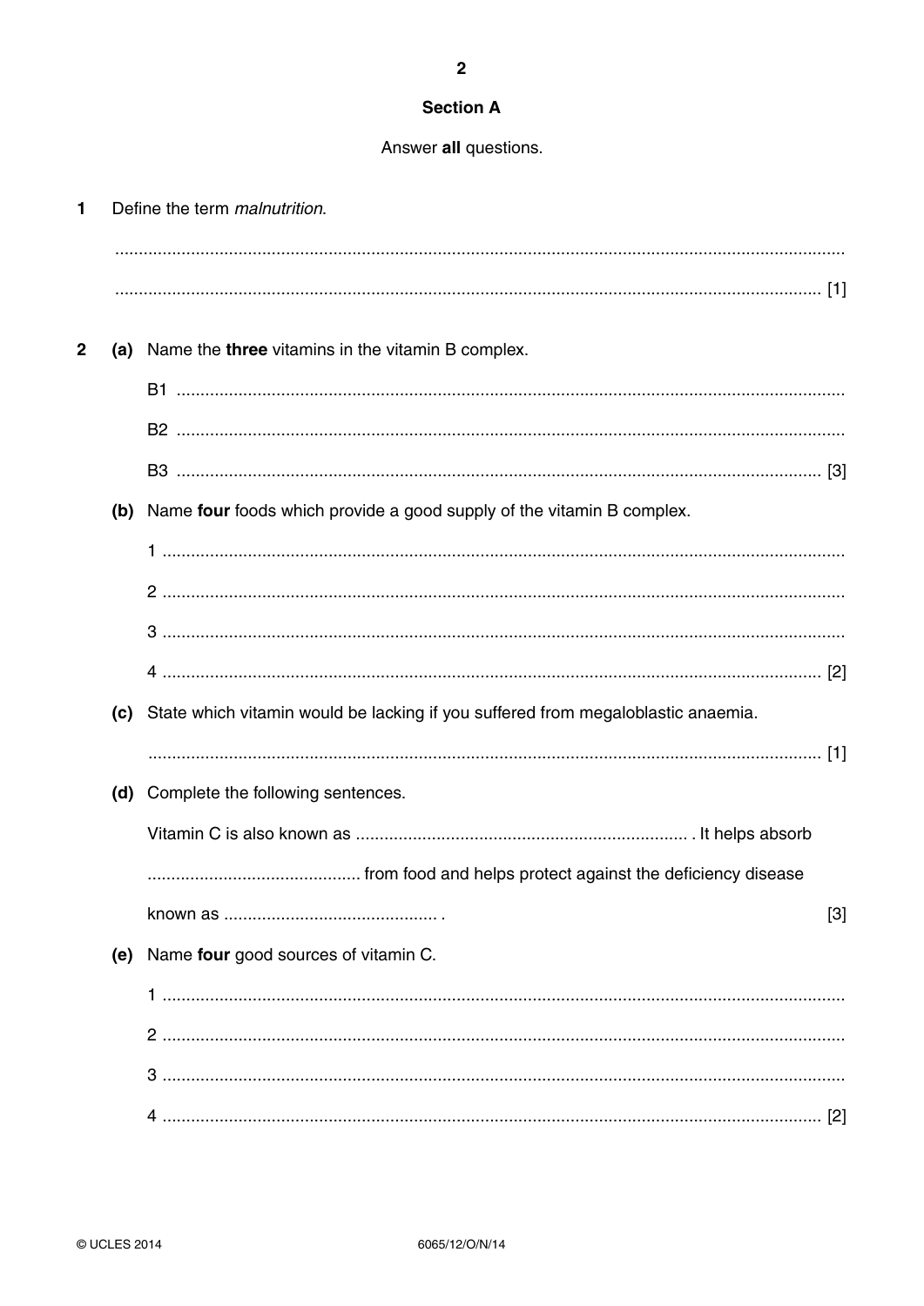## Section A

Answer **all** questions.

1 Define the term *malnutrition*.

.......................................................................................................................................................

....................................................................................................................................................... [1]

2 (a) Name the **three** vitamins in the vitamin B complex.

B1 .......................................................................................................................................

B2 .......................................................................................................................................

B3 ....................................................................................................................................... [3]

(b) Name **four** foods which provide a good supply of the vitamin B complex.

1 .......................................................................................................................................

2 .......................................................................................................................................

3 .......................................................................................................................................

4 ....................................................................................................................................... [2]

(c) State which vitamin would be lacking if you suffered from megaloblastic anaemia.

....................................................................................................................................... [1]

(d) Complete the following sentences.

Vitamin C is also known as ....................................................................... . It helps absorb

............................................ from food and helps protect against the deficiency disease

known as ............................................ . [3]

(e) Name **four** good sources of vitamin C.

1 .......................................................................................................................................

2 .......................................................................................................................................

3 .......................................................................................................................................

4 ....................................................................................................................................... [2]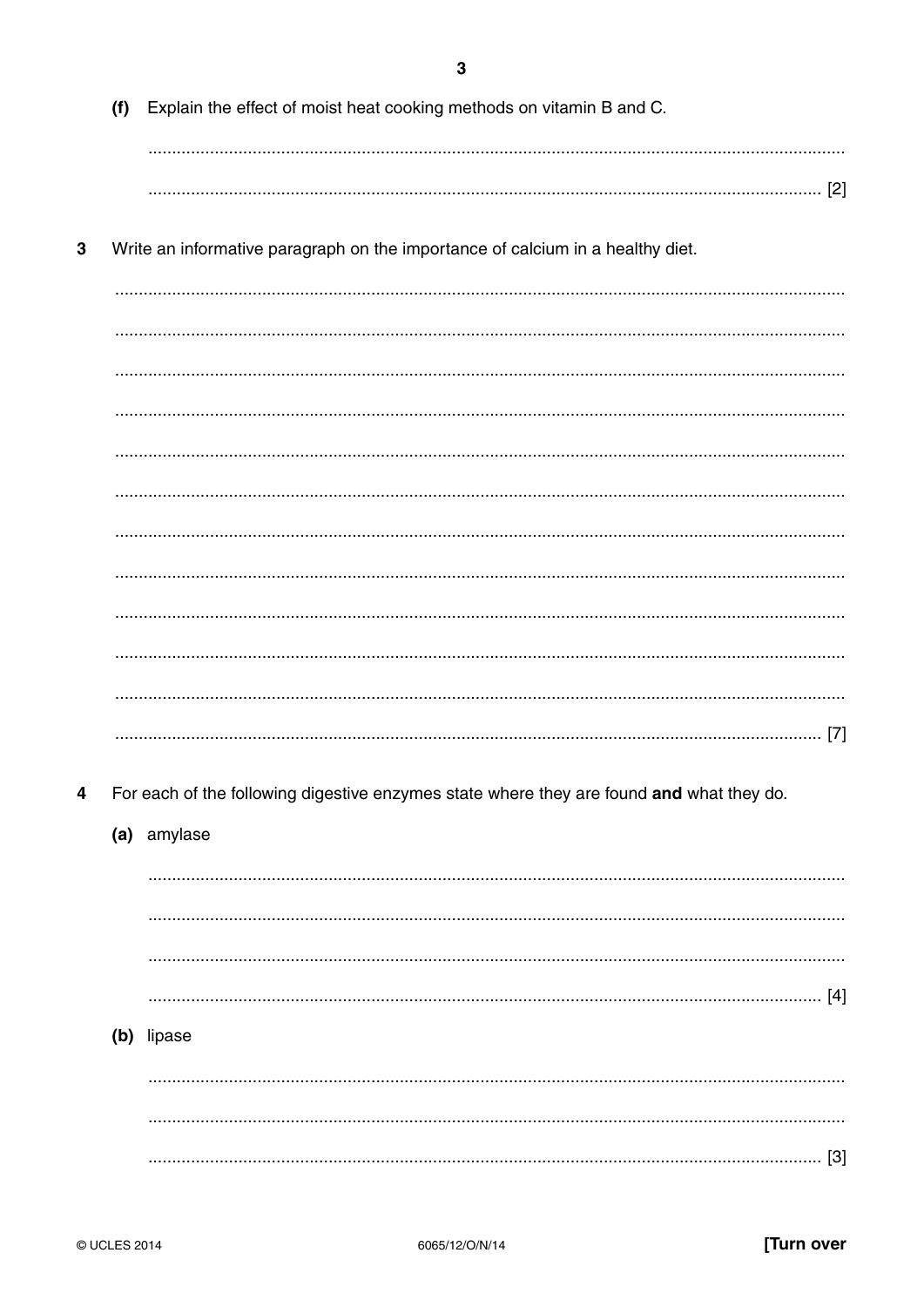**(f)** Explain the effect of moist heat cooking methods on vitamin B and C.

.......................................................................................................................................

....................................................................................................................................... [2]

**3** Write an informative paragraph on the importance of calcium in a healthy diet.

.......................................................................................................................................

.......................................................................................................................................

.......................................................................................................................................

.......................................................................................................................................

.......................................................................................................................................

.......................................................................................................................................

.......................................................................................................................................

.......................................................................................................................................

.......................................................................................................................................

.......................................................................................................................................

.......................................................................................................................................

....................................................................................................................................... [7]

**4** For each of the following digestive enzymes state where they are found **and** what they do.

**(a)** amylase

.......................................................................................................................................

.......................................................................................................................................

.......................................................................................................................................

....................................................................................................................................... [4]

**(b)** lipase

.......................................................................................................................................

.......................................................................................................................................

....................................................................................................................................... [3]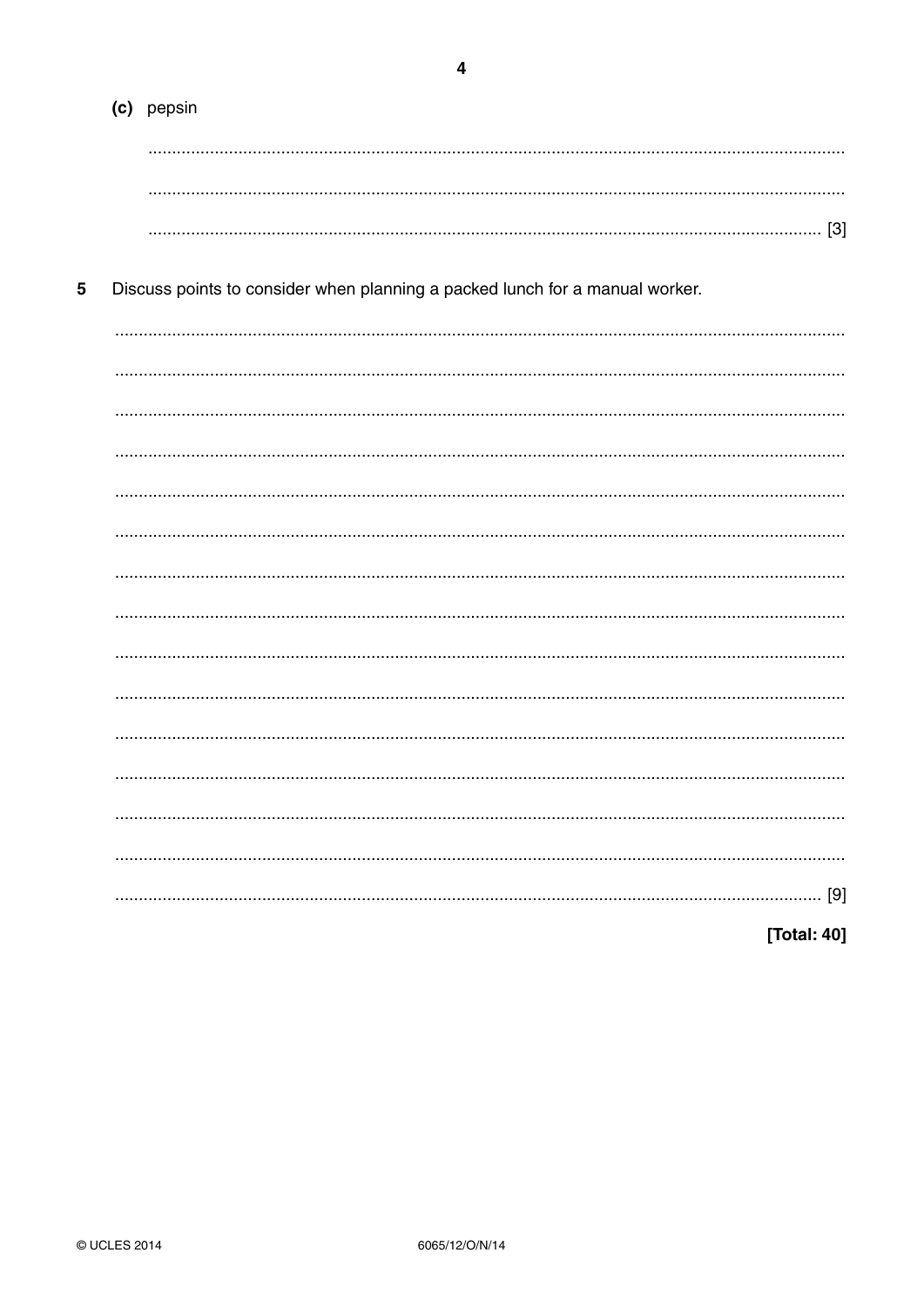(c) pepsin

[3]

5 Discuss points to consider when planning a packed lunch for a manual worker.

[9]

[Total: 40]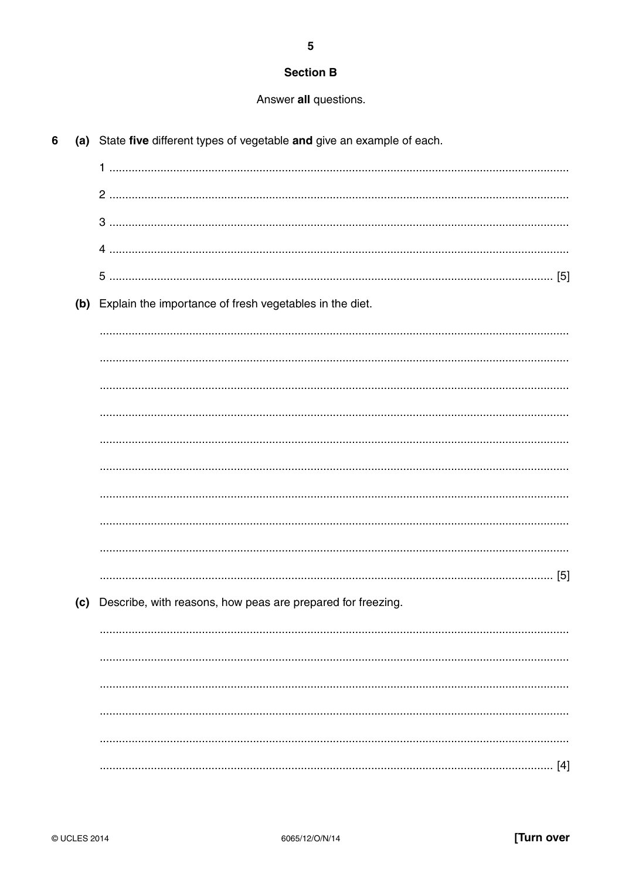## Section B

Answer **all** questions.

6 (a) State **five** different types of vegetable **and** give an example of each.

1 ..............................................................................................................................................

2 ..............................................................................................................................................

3 ..............................................................................................................................................

4 ..............................................................................................................................................

5 .......................................................................................................................................... [5]

(b) Explain the importance of fresh vegetables in the diet.

..................................................................................................................................................

..................................................................................................................................................

..................................................................................................................................................

..................................................................................................................................................

..................................................................................................................................................

..................................................................................................................................................

..................................................................................................................................................

..................................................................................................................................................

..................................................................................................................................................

.............................................................................................................................................. [5]

(c) Describe, with reasons, how peas are prepared for freezing.

..................................................................................................................................................

..................................................................................................................................................

..................................................................................................................................................

..................................................................................................................................................

..................................................................................................................................................

.............................................................................................................................................. [4]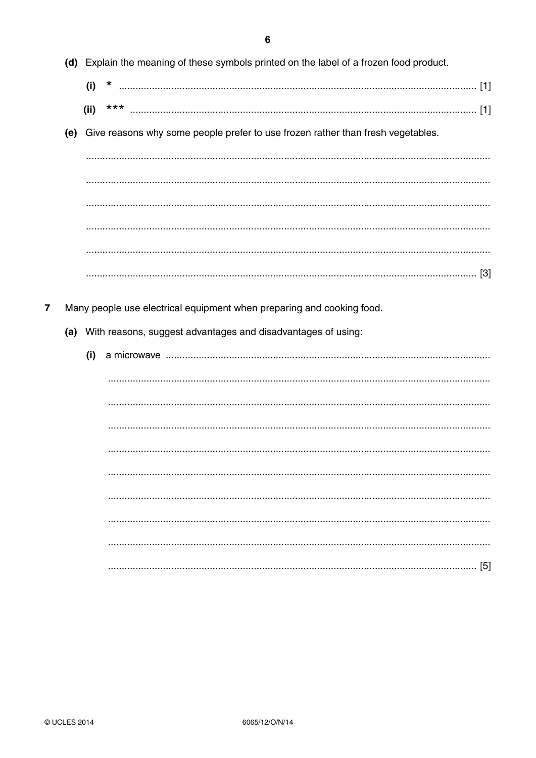(d) Explain the meaning of these symbols printed on the label of a frozen food product.

(i) * .................................................................................................................................. [1]

(ii) *** .............................................................................................................................. [1]

(e) Give reasons why some people prefer to use frozen rather than fresh vegetables.

..........................................................................................................................................

..........................................................................................................................................

..........................................................................................................................................

..........................................................................................................................................

..........................................................................................................................................

.................................................................................................................................... [3]

7 Many people use electrical equipment when preparing and cooking food.

(a) With reasons, suggest advantages and disadvantages of using:

(i) a microwave ..................................................................................................................

..........................................................................................................................................

..........................................................................................................................................

..........................................................................................................................................

..........................................................................................................................................

..........................................................................................................................................

..........................................................................................................................................

..........................................................................................................................................

..........................................................................................................................................

.................................................................................................................................... [5]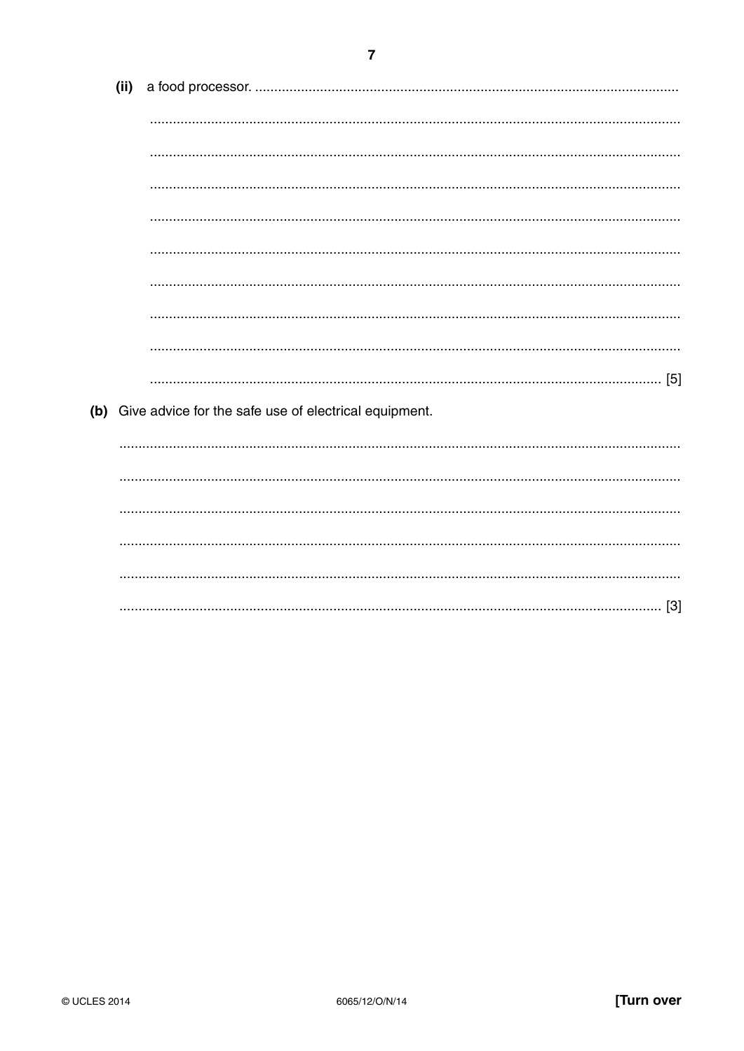(ii) a food processor. .............................................................................................................

..........................................................................................................................................

..........................................................................................................................................

..........................................................................................................................................

..........................................................................................................................................

..........................................................................................................................................

..........................................................................................................................................

..........................................................................................................................................

..........................................................................................................................................

...................................................................................................................................... [5]

(b) Give advice for the safe use of electrical equipment.

..........................................................................................................................................

..........................................................................................................................................

..........................................................................................................................................

..........................................................................................................................................

..........................................................................................................................................

...................................................................................................................................... [3]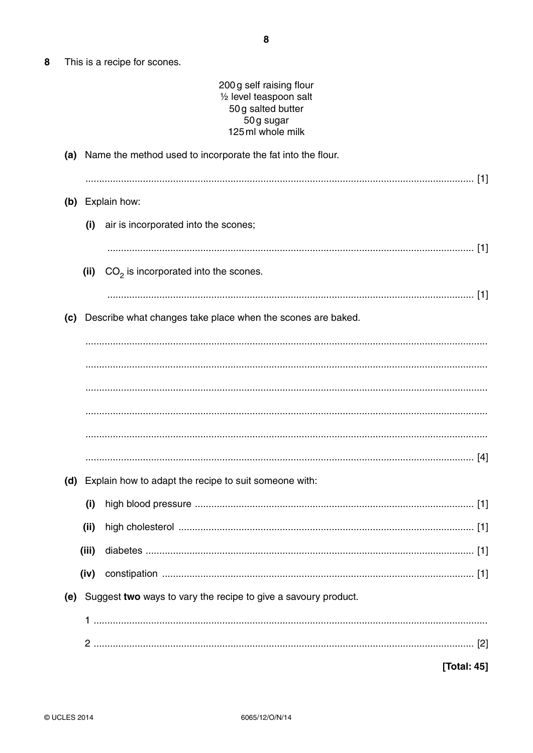**8** This is a recipe for scones.

200 g self raising flour
½ level teaspoon salt
50 g salted butter
50 g sugar
125 ml whole milk

**(a)** Name the method used to incorporate the fat into the flour.

.............................................................................................................................................. [1]

**(b)** Explain how:

**(i)** air is incorporated into the scones;

.............................................................................................................................................. [1]

**(ii)** $CO_2$ is incorporated into the scones.

.............................................................................................................................................. [1]

**(c)** Describe what changes take place when the scones are baked.

..............................................................................................................................................

..............................................................................................................................................

..............................................................................................................................................

..............................................................................................................................................

..............................................................................................................................................

.............................................................................................................................................. [4]

**(d)** Explain how to adapt the recipe to suit someone with:

**(i)** high blood pressure ........................................................................................................ [1]

**(ii)** high cholesterol ............................................................................................................. [1]

**(iii)** diabetes .......................................................................................................................... [1]

**(iv)** constipation ................................................................................................................... [1]

**(e)** Suggest **two** ways to vary the recipe to give a savoury product.

1 ..............................................................................................................................................

2 .............................................................................................................................................. [2]

**[Total: 45]**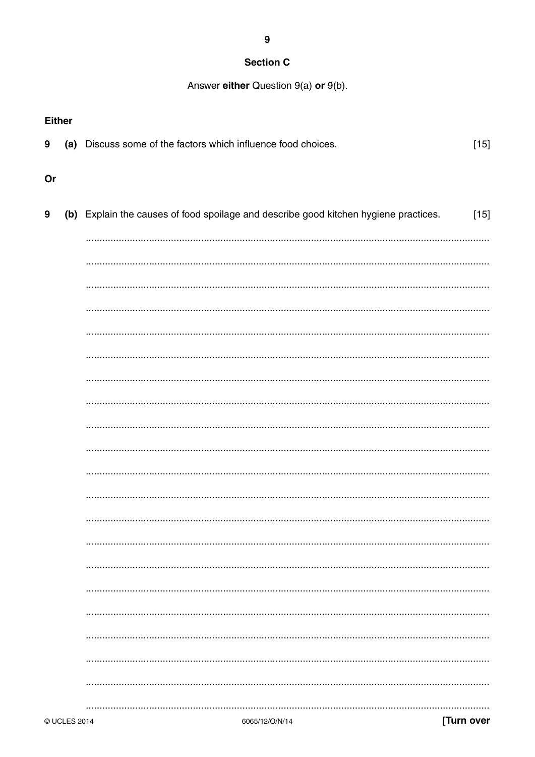## Section C

Answer **either** Question 9(a) **or** 9(b).

**Either**

**9** **(a)** Discuss some of the factors which influence food choices. [15]

**Or**

**9** **(b)** Explain the causes of food spoilage and describe good kitchen hygiene practices. [15]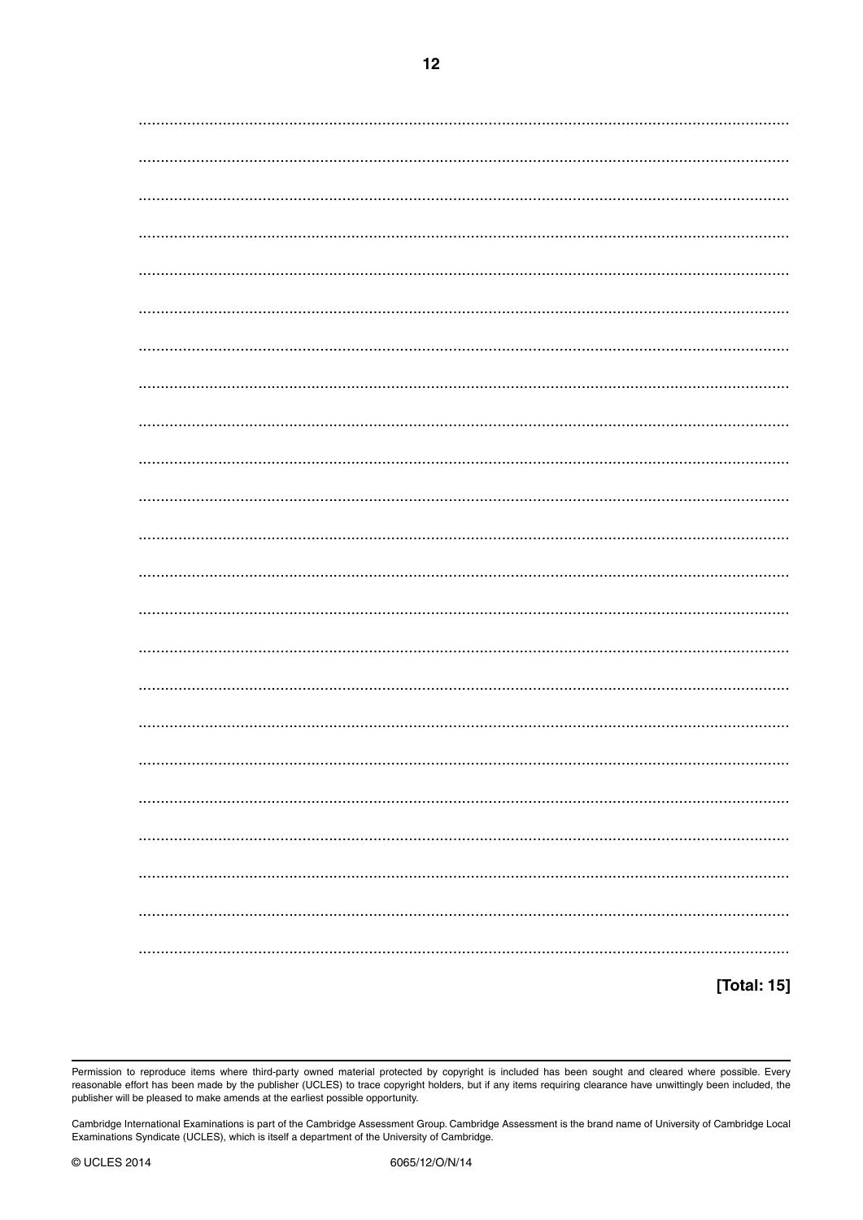[Total: 15]

Permission to reproduce items where third-party owned material protected by copyright is included has been sought and cleared where possible. Every reasonable effort has been made by the publisher (UCLES) to trace copyright holders, but if any items requiring clearance have unwittingly been included, the publisher will be pleased to make amends at the earliest possible opportunity.

Cambridge International Examinations is part of the Cambridge Assessment Group. Cambridge Assessment is the brand name of University of Cambridge Local Examinations Syndicate (UCLES), which is itself a department of the University of Cambridge.